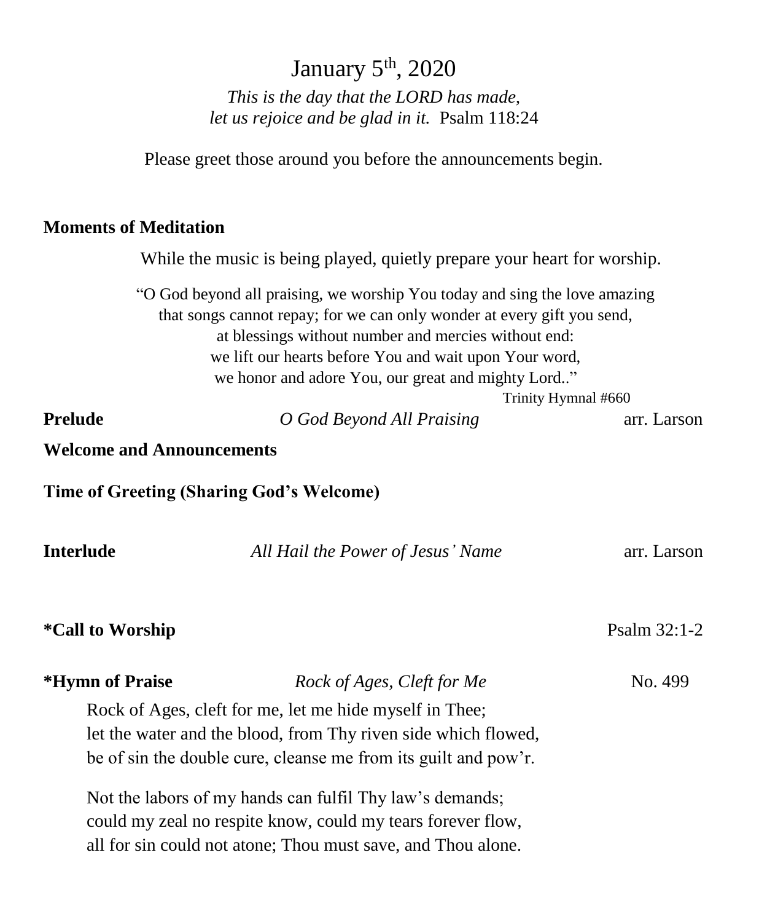# January 5th, 2020

*This is the day that the LORD has made,*
*let us rejoice and be glad in it.* Psalm 118:24

Please greet those around you before the announcements begin.

**Moments of Meditation**

While the music is being played, quietly prepare your heart for worship.

"O God beyond all praising, we worship You today and sing the love amazing
that songs cannot repay; for we can only wonder at every gift you send,
at blessings without number and mercies without end:
we lift our hearts before You and wait upon Your word,
we honor and adore You, our great and mighty Lord.."

Trinity Hymnal #660

**Prelude** *O God Beyond All Praising* arr. Larson

**Welcome and Announcements**

**Time of Greeting (Sharing God's Welcome)**

**Interlude** *All Hail the Power of Jesus' Name* arr. Larson

**\*Call to Worship** Psalm 32:1-2

**\*Hymn of Praise** *Rock of Ages, Cleft for Me* No. 499

Rock of Ages, cleft for me, let me hide myself in Thee;
let the water and the blood, from Thy riven side which flowed,
be of sin the double cure, cleanse me from its guilt and pow'r.

Not the labors of my hands can fulfil Thy law's demands;
could my zeal no respite know, could my tears forever flow,
all for sin could not atone; Thou must save, and Thou alone.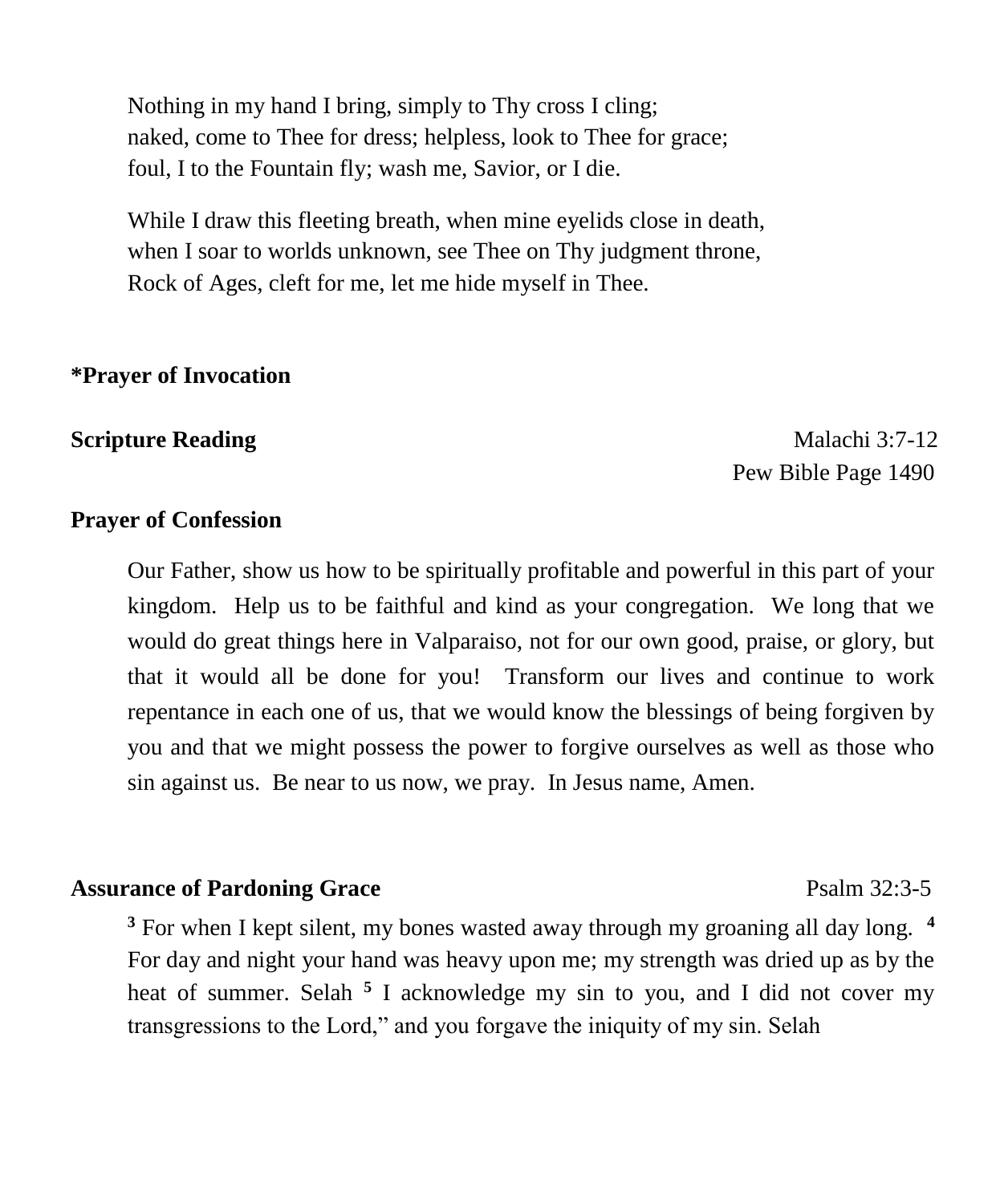Nothing in my hand I bring, simply to Thy cross I cling;
naked, come to Thee for dress; helpless, look to Thee for grace;
foul, I to the Fountain fly; wash me, Savior, or I die.

While I draw this fleeting breath, when mine eyelids close in death,
when I soar to worlds unknown, see Thee on Thy judgment throne,
Rock of Ages, cleft for me, let me hide myself in Thee.

**\*Prayer of Invocation**

**Scripture Reading** Malachi 3:7-12
Pew Bible Page 1490

**Prayer of Confession**

Our Father, show us how to be spiritually profitable and powerful in this part of your kingdom. Help us to be faithful and kind as your congregation. We long that we would do great things here in Valparaiso, not for our own good, praise, or glory, but that it would all be done for you! Transform our lives and continue to work repentance in each one of us, that we would know the blessings of being forgiven by you and that we might possess the power to forgive ourselves as well as those who sin against us. Be near to us now, we pray. In Jesus name, Amen.

**Assurance of Pardoning Grace** Psalm 32:3-5

**3** For when I kept silent, my bones wasted away through my groaning all day long. **4** For day and night your hand was heavy upon me; my strength was dried up as by the heat of summer. Selah **5** I acknowledge my sin to you, and I did not cover my transgressions to the Lord," and you forgave the iniquity of my sin. Selah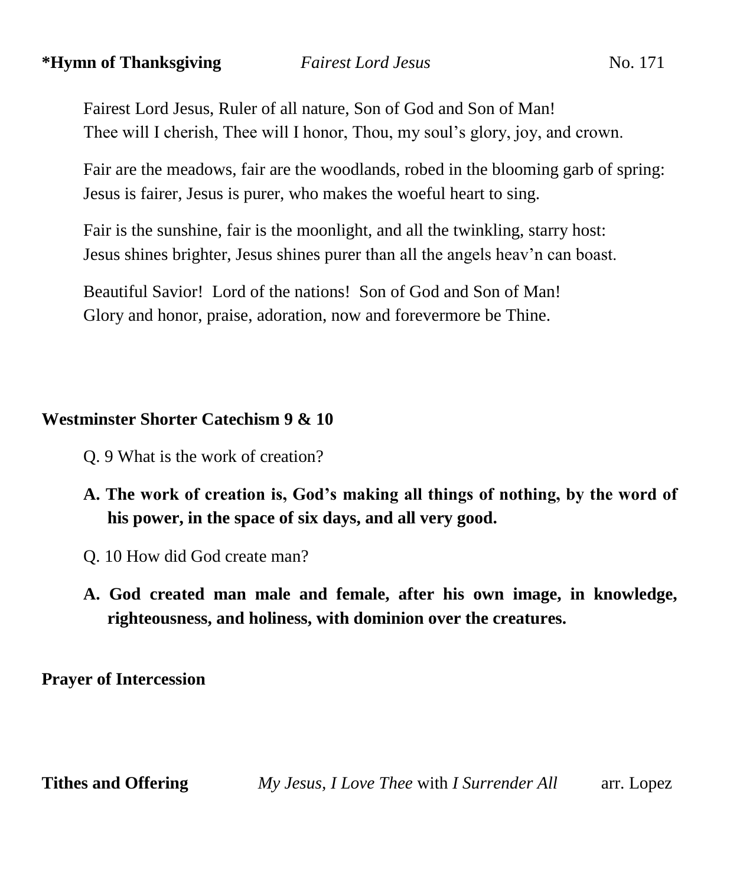**\*Hymn of Thanksgiving** *Fairest Lord Jesus* No. 171

Fairest Lord Jesus, Ruler of all nature, Son of God and Son of Man!
Thee will I cherish, Thee will I honor, Thou, my soul's glory, joy, and crown.

Fair are the meadows, fair are the woodlands, robed in the blooming garb of spring:
Jesus is fairer, Jesus is purer, who makes the woeful heart to sing.

Fair is the sunshine, fair is the moonlight, and all the twinkling, starry host:
Jesus shines brighter, Jesus shines purer than all the angels heav'n can boast.

Beautiful Savior! Lord of the nations! Son of God and Son of Man!
Glory and honor, praise, adoration, now and forevermore be Thine.

**Westminster Shorter Catechism 9 & 10**

Q. 9 What is the work of creation?

**A. The work of creation is, God's making all things of nothing, by the word of his power, in the space of six days, and all very good.**

Q. 10 How did God create man?

**A. God created man male and female, after his own image, in knowledge, righteousness, and holiness, with dominion over the creatures.**

**Prayer of Intercession**

**Tithes and Offering** *My Jesus, I Love Thee* with *I Surrender All* arr. Lopez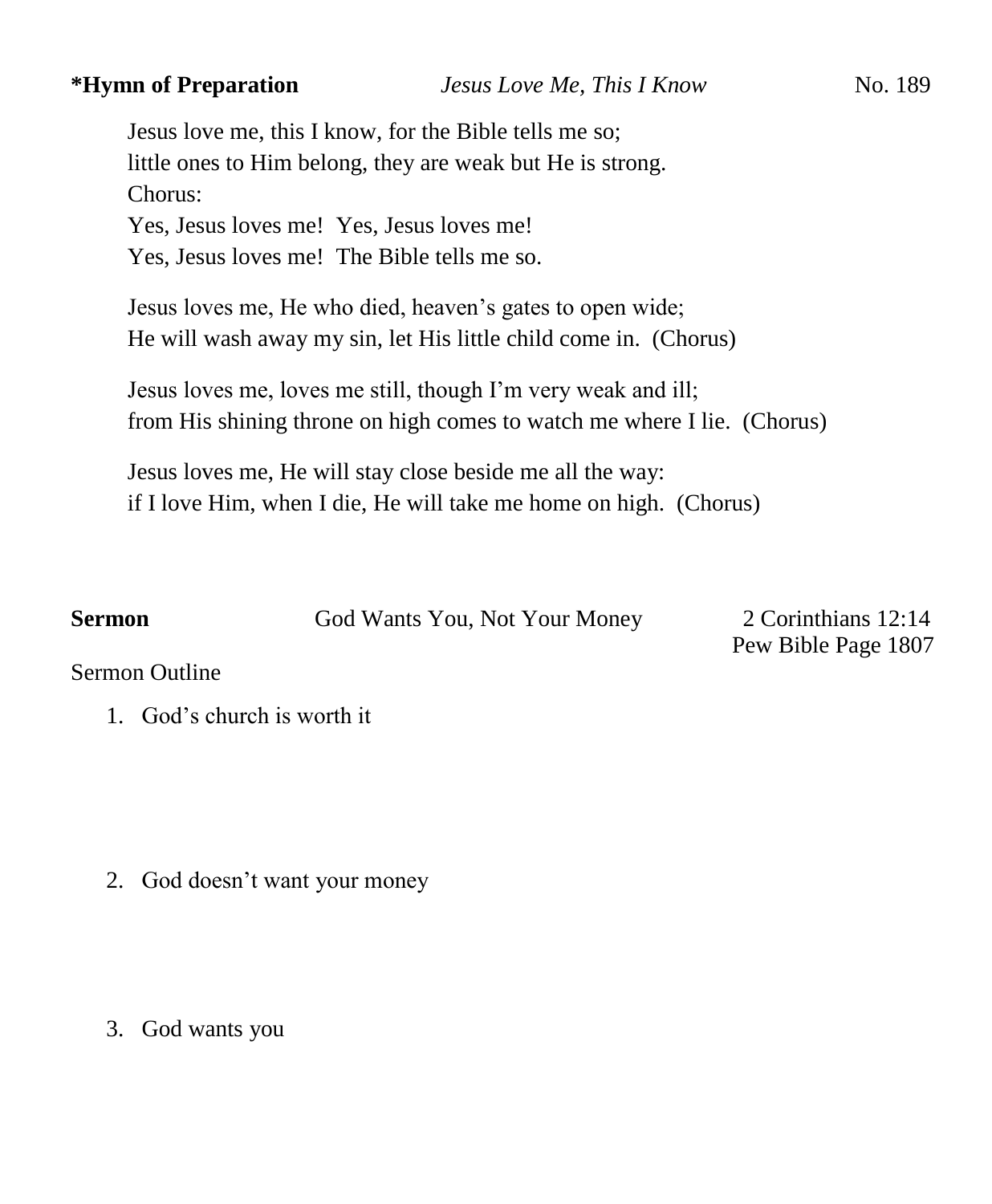**\*Hymn of Preparation** *Jesus Love Me, This I Know* No. 189

Jesus love me, this I know, for the Bible tells me so;
little ones to Him belong, they are weak but He is strong.
Chorus:
Yes, Jesus loves me!  Yes, Jesus loves me!
Yes, Jesus loves me!  The Bible tells me so.

Jesus loves me, He who died, heaven's gates to open wide;
He will wash away my sin, let His little child come in.  (Chorus)

Jesus loves me, loves me still, though I'm very weak and ill;
from His shining throne on high comes to watch me where I lie.  (Chorus)

Jesus loves me, He will stay close beside me all the way:
if I love Him, when I die, He will take me home on high.  (Chorus)

**Sermon** God Wants You, Not Your Money 2 Corinthians 12:14
Pew Bible Page 1807

Sermon Outline

1. God's church is worth it

2. God doesn't want your money

3. God wants you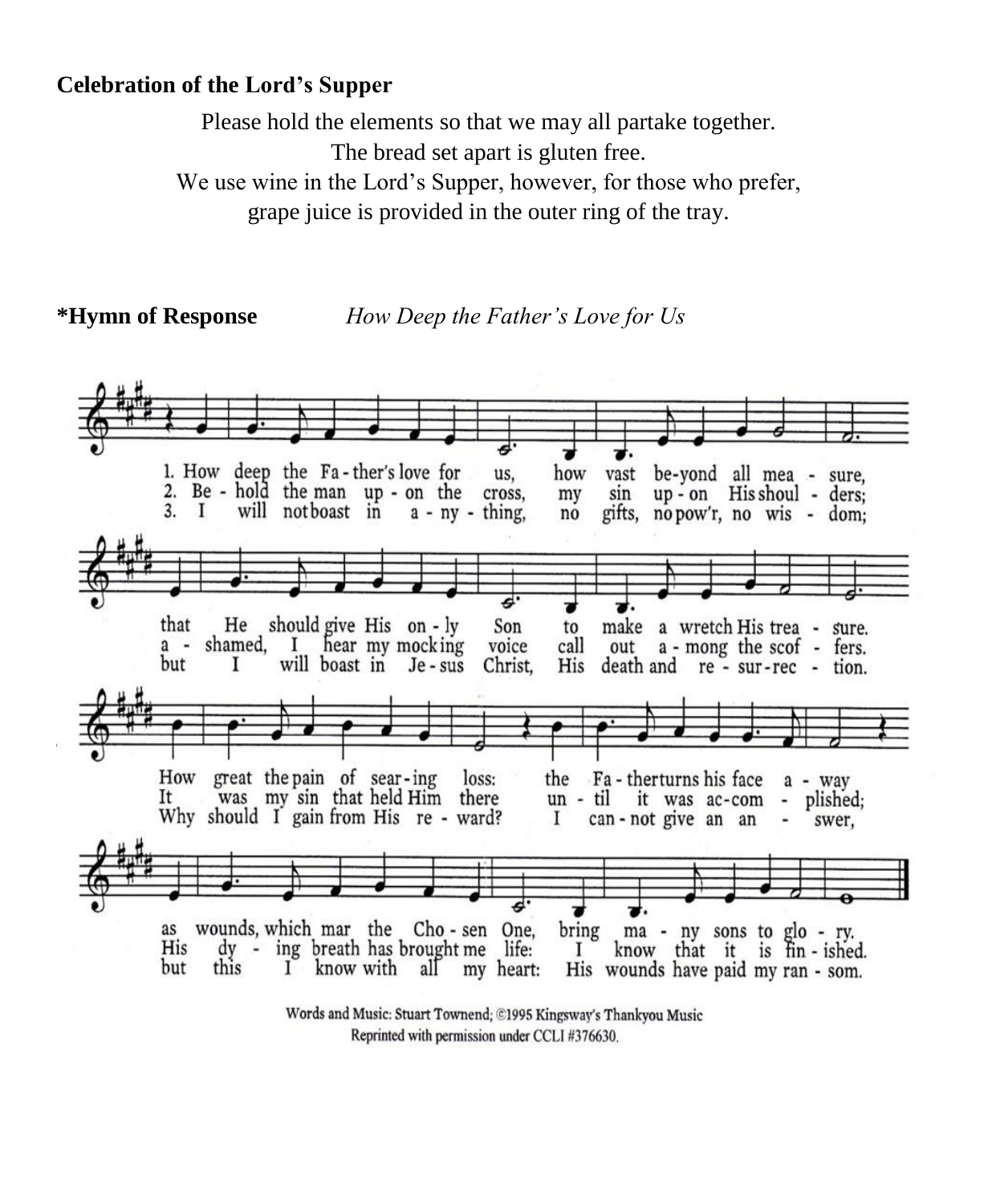**Celebration of the Lord's Supper**

Please hold the elements so that we may all partake together.
The bread set apart is gluten free.
We use wine in the Lord's Supper, however, for those who prefer,
grape juice is provided in the outer ring of the tray.

**\*Hymn of Response** *How Deep the Father's Love for Us*

1. How deep the Fa - ther's love for us, how vast be-yond all mea - sure,
that He should give His on - ly Son to make a wretch His trea - sure.
How great the pain of sear - ing loss: the Fa - ther turns his face a - way
as wounds, which mar the Cho - sen One, bring ma - ny sons to glo - ry.

2. Be - hold the man up - on the cross, my sin up - on His shoul - ders;
a - shamed, I hear my mock ing voice call out a - mong the scof - fers.
It was my sin that held Him there un - til it was ac - com - plished;
His dy - ing breath has brought me life: I know that it is fin - ished.

3. I will not boast in a - ny - thing, no gifts, no pow'r, no wis - dom;
but I will boast in Je - sus Christ, His death and re - sur - rec - tion.
Why should I gain from His re - ward? I can - not give an an - swer,
but this I know with all my heart: His wounds have paid my ran - som.

Words and Music: Stuart Townend; ©1995 Kingsway's Thankyou Music
Reprinted with permission under CCLI #376630.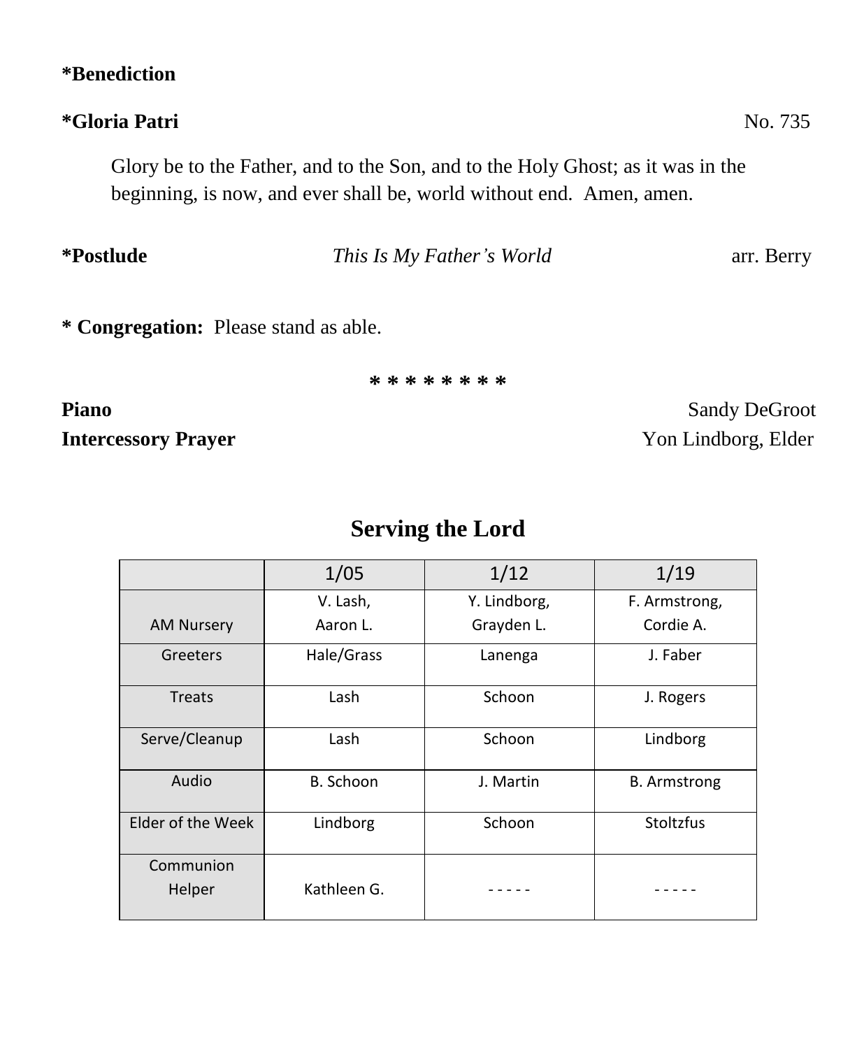**\*Benediction**

**\*Gloria Patri** No. 735

Glory be to the Father, and to the Son, and to the Holy Ghost; as it was in the beginning, is now, and ever shall be, world without end. Amen, amen.

**\*Postlude** *This Is My Father's World* arr. Berry

**\* Congregation:** Please stand as able.

\* \* \* \* \* \* \* \*

**Piano** Sandy DeGroot

**Intercessory Prayer** Yon Lindborg, Elder

## Serving the Lord

| | 1/05 | 1/12 | 1/19 |
|---|---|---|---|
| AM Nursery | V. Lash, Aaron L. | Y. Lindborg, Grayden L. | F. Armstrong, Cordie A. |
| Greeters | Hale/Grass | Lanenga | J. Faber |
| Treats | Lash | Schoon | J. Rogers |
| Serve/Cleanup | Lash | Schoon | Lindborg |
| Audio | B. Schoon | J. Martin | B. Armstrong |
| Elder of the Week | Lindborg | Schoon | Stoltzfus |
| Communion Helper | Kathleen G. | - - - - - | - - - - - |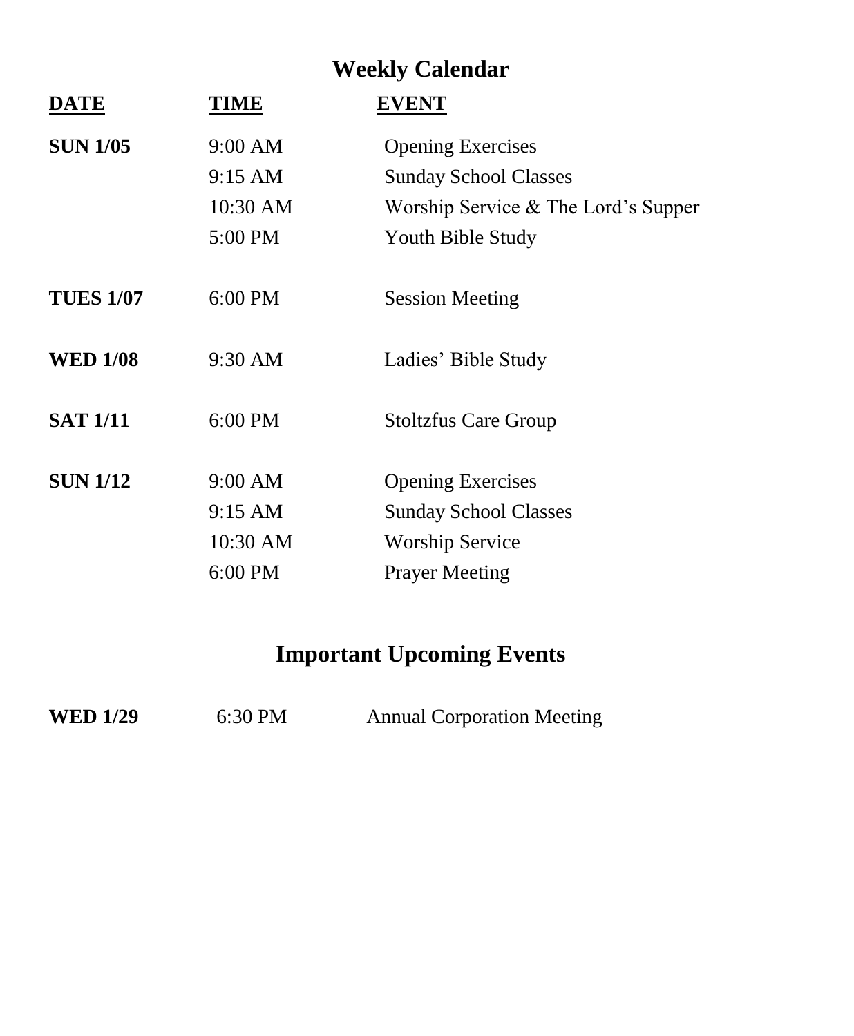# Weekly Calendar

| DATE | TIME | EVENT |
|---|---|---|
| **SUN 1/05** | 9:00 AM | Opening Exercises |
| | 9:15 AM | Sunday School Classes |
| | 10:30 AM | Worship Service & The Lord's Supper |
| | 5:00 PM | Youth Bible Study |
| **TUES 1/07** | 6:00 PM | Session Meeting |
| **WED 1/08** | 9:30 AM | Ladies' Bible Study |
| **SAT 1/11** | 6:00 PM | Stoltzfus Care Group |
| **SUN 1/12** | 9:00 AM | Opening Exercises |
| | 9:15 AM | Sunday School Classes |
| | 10:30 AM | Worship Service |
| | 6:00 PM | Prayer Meeting |

# Important Upcoming Events

| | | |
|---|---|---|
| **WED 1/29** | 6:30 PM | Annual Corporation Meeting |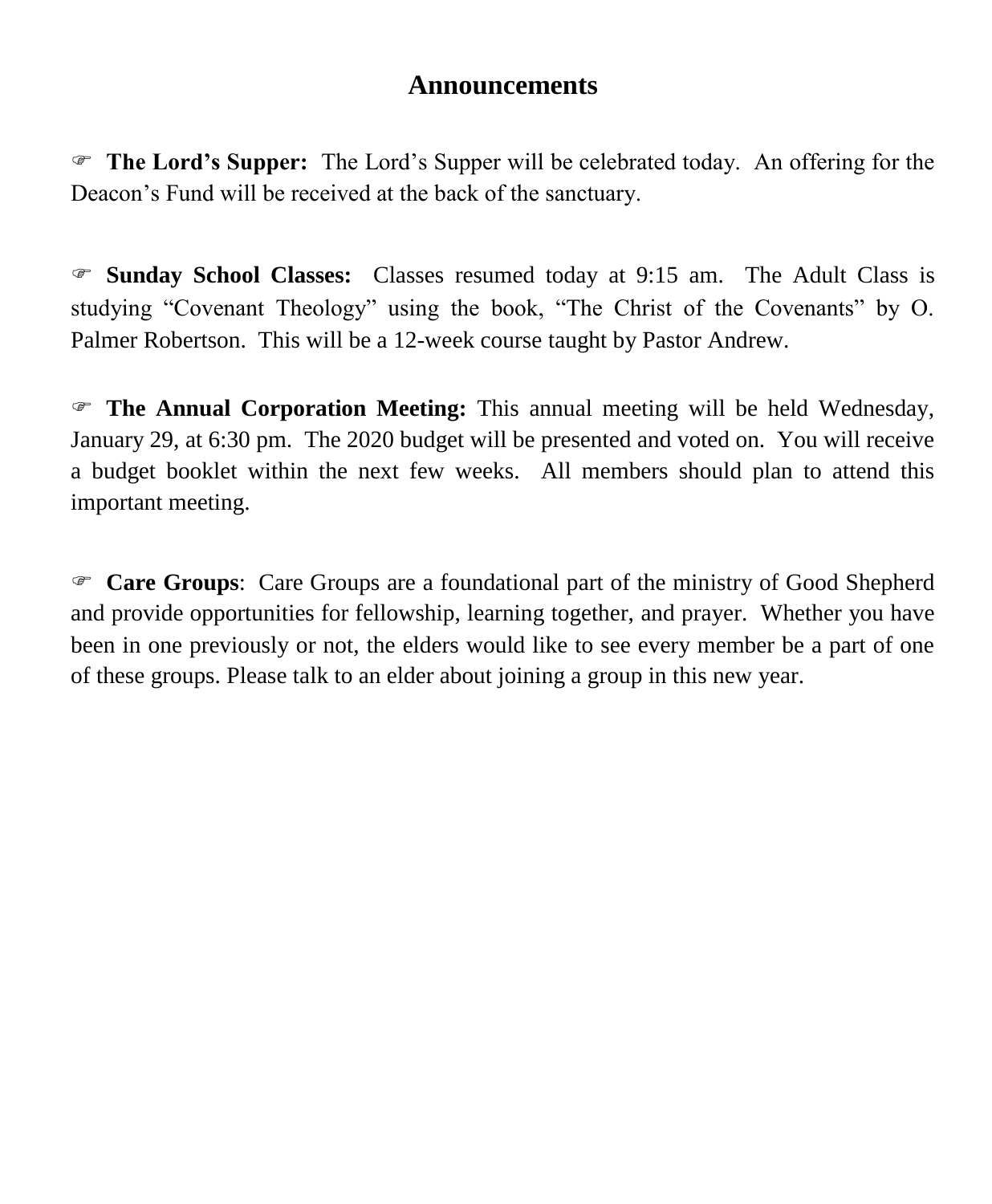# Announcements

☞ **The Lord's Supper:** The Lord's Supper will be celebrated today. An offering for the Deacon's Fund will be received at the back of the sanctuary.

☞ **Sunday School Classes:** Classes resumed today at 9:15 am. The Adult Class is studying "Covenant Theology" using the book, "The Christ of the Covenants" by O. Palmer Robertson. This will be a 12-week course taught by Pastor Andrew.

☞ **The Annual Corporation Meeting:** This annual meeting will be held Wednesday, January 29, at 6:30 pm. The 2020 budget will be presented and voted on. You will receive a budget booklet within the next few weeks. All members should plan to attend this important meeting.

☞ **Care Groups**: Care Groups are a foundational part of the ministry of Good Shepherd and provide opportunities for fellowship, learning together, and prayer. Whether you have been in one previously or not, the elders would like to see every member be a part of one of these groups. Please talk to an elder about joining a group in this new year.